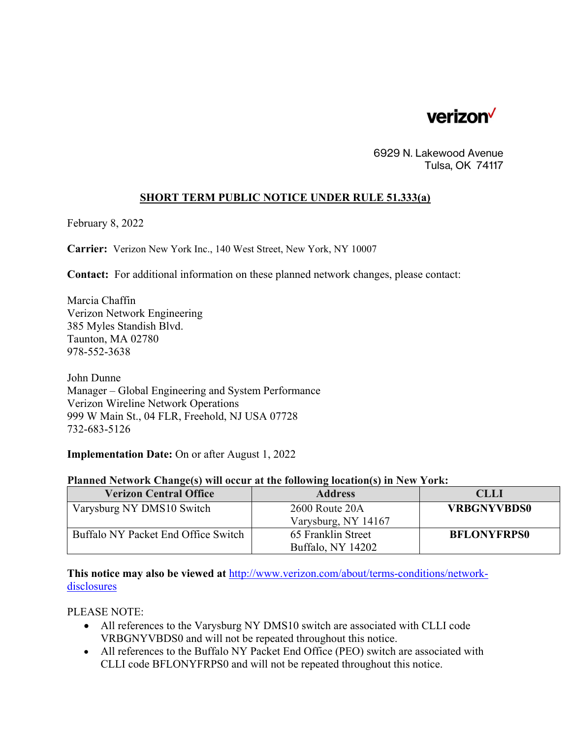verizon

6929 N. Lakewood Avenue
Tulsa, OK 74117

## SHORT TERM PUBLIC NOTICE UNDER RULE 51.333(a)

February 8, 2022

**Carrier:** Verizon New York Inc., 140 West Street, New York, NY 10007

**Contact:** For additional information on these planned network changes, please contact:

Marcia Chaffin
Verizon Network Engineering
385 Myles Standish Blvd.
Taunton, MA 02780
978-552-3638

John Dunne
Manager – Global Engineering and System Performance
Verizon Wireline Network Operations
999 W Main St., 04 FLR, Freehold, NJ USA 07728
732-683-5126

**Implementation Date:** On or after August 1, 2022

**Planned Network Change(s) will occur at the following location(s) in New York:**

| Verizon Central Office | Address | CLLI |
|---|---|---|
| Varysburg NY DMS10 Switch | 2600 Route 20A Varysburg, NY 14167 | **VRBGNYVBDS0** |
| Buffalo NY Packet End Office Switch | 65 Franklin Street Buffalo, NY 14202 | **BFLONYFRPS0** |

**This notice may also be viewed at** http://www.verizon.com/about/terms-conditions/network-disclosures

PLEASE NOTE:

- All references to the Varysburg NY DMS10 switch are associated with CLLI code VRBGNYVBDS0 and will not be repeated throughout this notice.
- All references to the Buffalo NY Packet End Office (PEO) switch are associated with CLLI code BFLONYFRPS0 and will not be repeated throughout this notice.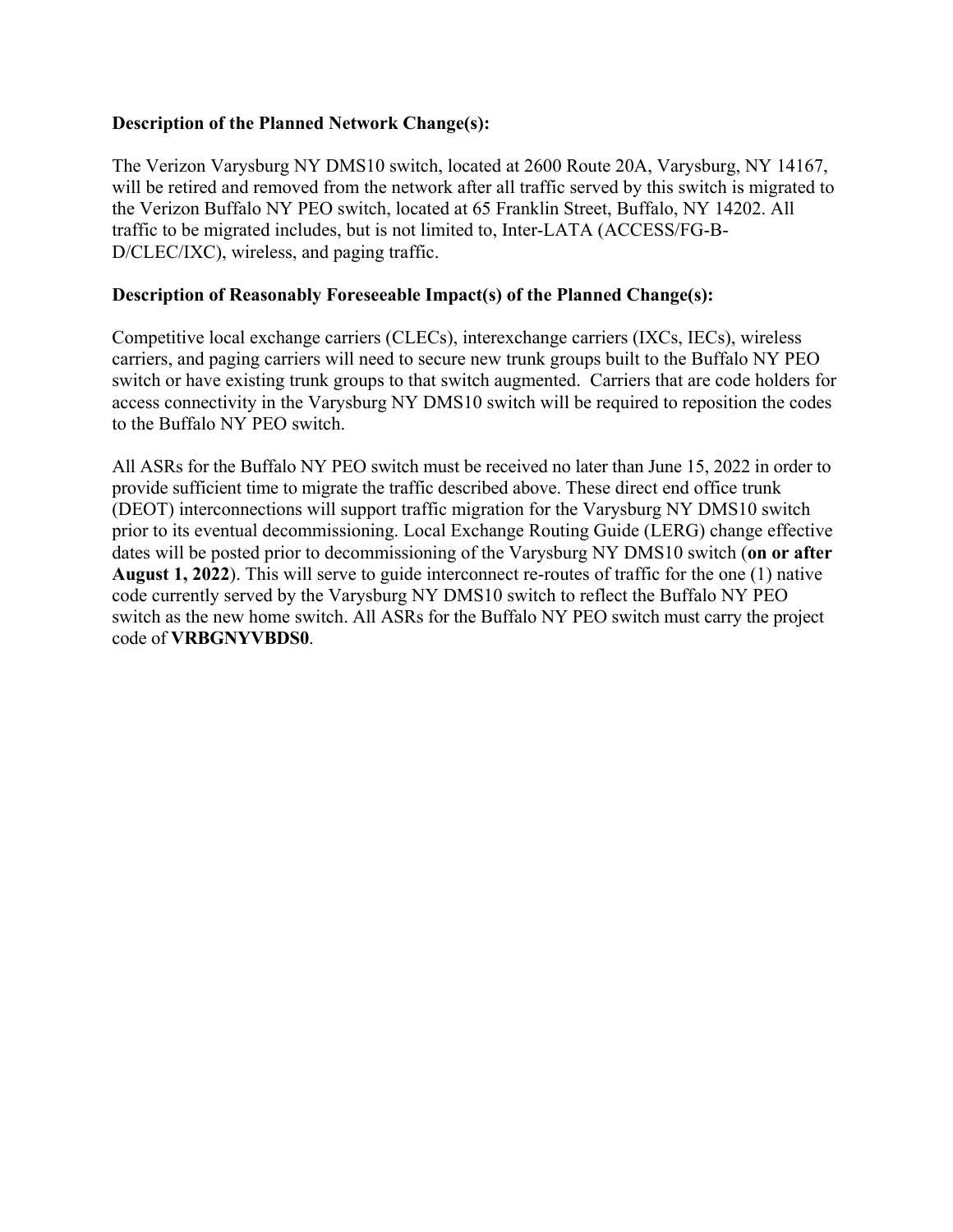**Description of the Planned Network Change(s):**

The Verizon Varysburg NY DMS10 switch, located at 2600 Route 20A, Varysburg, NY 14167, will be retired and removed from the network after all traffic served by this switch is migrated to the Verizon Buffalo NY PEO switch, located at 65 Franklin Street, Buffalo, NY 14202. All traffic to be migrated includes, but is not limited to, Inter-LATA (ACCESS/FG-B-D/CLEC/IXC), wireless, and paging traffic.

**Description of Reasonably Foreseeable Impact(s) of the Planned Change(s):**

Competitive local exchange carriers (CLECs), interexchange carriers (IXCs, IECs), wireless carriers, and paging carriers will need to secure new trunk groups built to the Buffalo NY PEO switch or have existing trunk groups to that switch augmented. Carriers that are code holders for access connectivity in the Varysburg NY DMS10 switch will be required to reposition the codes to the Buffalo NY PEO switch.

All ASRs for the Buffalo NY PEO switch must be received no later than June 15, 2022 in order to provide sufficient time to migrate the traffic described above. These direct end office trunk (DEOT) interconnections will support traffic migration for the Varysburg NY DMS10 switch prior to its eventual decommissioning. Local Exchange Routing Guide (LERG) change effective dates will be posted prior to decommissioning of the Varysburg NY DMS10 switch (**on or after August 1, 2022**). This will serve to guide interconnect re-routes of traffic for the one (1) native code currently served by the Varysburg NY DMS10 switch to reflect the Buffalo NY PEO switch as the new home switch. All ASRs for the Buffalo NY PEO switch must carry the project code of **VRBGNYVBDS0**.